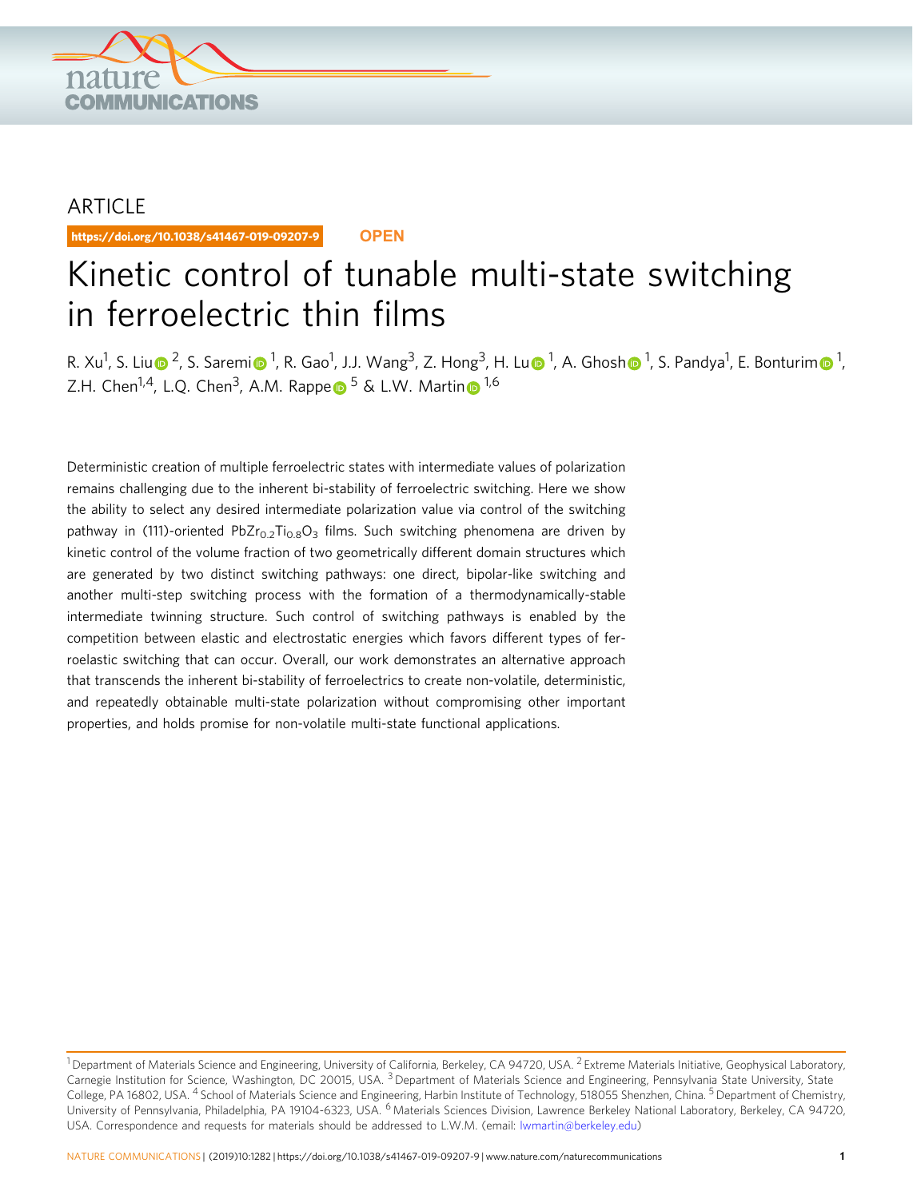ARTICLE

https://doi.org/10.1038/s41467-019-09207-9

OPEN

# Kinetic control of tunable multi-state switching in ferroelectric thin films

R. Xu[1], S. Liu[2], S. Saremi[1], R. Gao[1], J.J. Wang[3], Z. Hong[3], H. Lu[1], A. Ghosh[1], S. Pandya[1], E. Bonturim[1], Z.H. Chen[1,4], L.Q. Chen[3], A.M. Rappe[5] & L.W. Martin[1,6]

Deterministic creation of multiple ferroelectric states with intermediate values of polarization remains challenging due to the inherent bi-stability of ferroelectric switching. Here we show the ability to select any desired intermediate polarization value via control of the switching pathway in (111)-oriented $PbZr_{0.2}Ti_{0.8}O_3$ films. Such switching phenomena are driven by kinetic control of the volume fraction of two geometrically different domain structures which are generated by two distinct switching pathways: one direct, bipolar-like switching and another multi-step switching process with the formation of a thermodynamically-stable intermediate twinning structure. Such control of switching pathways is enabled by the competition between elastic and electrostatic energies which favors different types of ferroelastic switching that can occur. Overall, our work demonstrates an alternative approach that transcends the inherent bi-stability of ferroelectrics to create non-volatile, deterministic, and repeatedly obtainable multi-state polarization without compromising other important properties, and holds promise for non-volatile multi-state functional applications.

[1] Department of Materials Science and Engineering, University of California, Berkeley, CA 94720, USA. [2] Extreme Materials Initiative, Geophysical Laboratory, Carnegie Institution for Science, Washington, DC 20015, USA. [3] Department of Materials Science and Engineering, Pennsylvania State University, State College, PA 16802, USA. [4] School of Materials Science and Engineering, Harbin Institute of Technology, 518055 Shenzhen, China. [5] Department of Chemistry, University of Pennsylvania, Philadelphia, PA 19104-6323, USA. [6] Materials Sciences Division, Lawrence Berkeley National Laboratory, Berkeley, CA 94720, USA. Correspondence and requests for materials should be addressed to L.W.M. (email: lwmartin@berkeley.edu)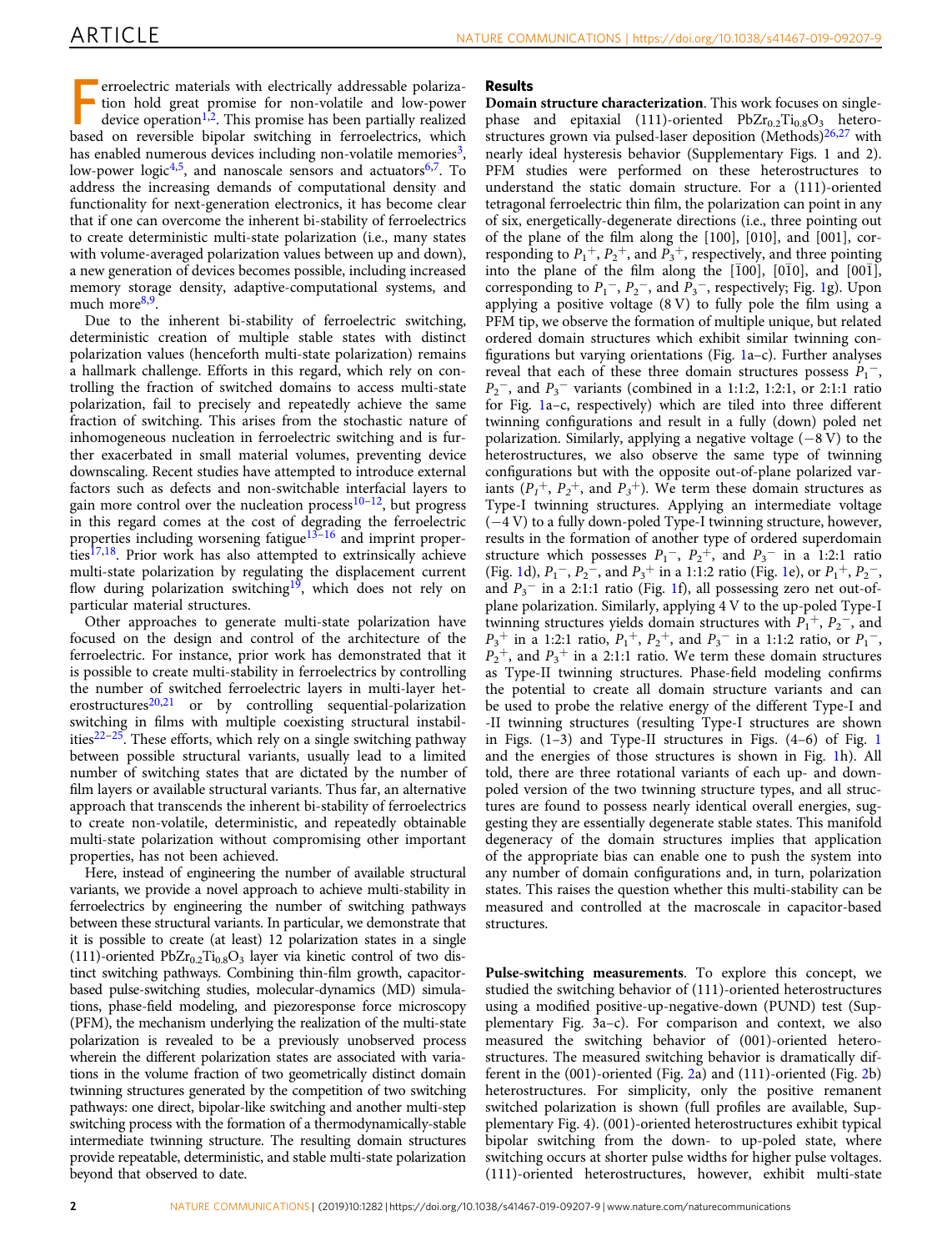Ferroelectric materials with electrically addressable polarization hold great promise for non-volatile and low-power device operation[1,2]. This promise has been partially realized based on reversible bipolar switching in ferroelectrics, which has enabled numerous devices including non-volatile memories[3], low-power logic[4,5], and nanoscale sensors and actuators[6,7]. To address the increasing demands of computational density and functionality for next-generation electronics, it has become clear that if one can overcome the inherent bi-stability of ferroelectrics to create deterministic multi-state polarization (i.e., many states with volume-averaged polarization values between up and down), a new generation of devices becomes possible, including increased memory storage density, adaptive-computational systems, and much more[8,9].

Due to the inherent bi-stability of ferroelectric switching, deterministic creation of multiple stable states with distinct polarization values (henceforth multi-state polarization) remains a hallmark challenge. Efforts in this regard, which rely on controlling the fraction of switched domains to access multi-state polarization, fail to precisely and repeatedly achieve the same fraction of switching. This arises from the stochastic nature of inhomogeneous nucleation in ferroelectric switching and is further exacerbated in small material volumes, preventing device downscaling. Recent studies have attempted to introduce external factors such as defects and non-switchable interfacial layers to gain more control over the nucleation process[10–12], but progress in this regard comes at the cost of degrading the ferroelectric properties including worsening fatigue[13–16] and imprint properties[17,18]. Prior work has also attempted to extrinsically achieve multi-state polarization by regulating the displacement current flow during polarization switching[19], which does not rely on particular material structures.

Other approaches to generate multi-state polarization have focused on the design and control of the architecture of the ferroelectric. For instance, prior work has demonstrated that it is possible to create multi-stability in ferroelectrics by controlling the number of switched ferroelectric layers in multi-layer heterostructures[20,21] or by controlling sequential-polarization switching in films with multiple coexisting structural instabilities[22–25]. These efforts, which rely on a single switching pathway between possible structural variants, usually lead to a limited number of switching states that are dictated by the number of film layers or available structural variants. Thus far, an alternative approach that transcends the inherent bi-stability of ferroelectrics to create non-volatile, deterministic, and repeatedly obtainable multi-state polarization without compromising other important properties, has not been achieved.

Here, instead of engineering the number of available structural variants, we provide a novel approach to achieve multi-stability in ferroelectrics by engineering the number of switching pathways between these structural variants. In particular, we demonstrate that it is possible to create (at least) 12 polarization states in a single (111)-oriented $PbZr_{0.2}Ti_{0.8}O_3$ layer via kinetic control of two distinct switching pathways. Combining thin-film growth, capacitor-based pulse-switching studies, molecular-dynamics (MD) simulations, phase-field modeling, and piezoresponse force microscopy (PFM), the mechanism underlying the realization of the multi-state polarization is revealed to be a previously unobserved process wherein the different polarization states are associated with variations in the volume fraction of two geometrically distinct domain twinning structures generated by the competition of two switching pathways: one direct, bipolar-like switching and another multi-step switching process with the formation of a thermodynamically-stable intermediate twinning structure. The resulting domain structures provide repeatable, deterministic, and stable multi-state polarization beyond that observed to date.

## Results

**Domain structure characterization**. This work focuses on single-phase and epitaxial (111)-oriented $PbZr_{0.2}Ti_{0.8}O_3$ heterostructures grown via pulsed-laser deposition (Methods)[26,27] with nearly ideal hysteresis behavior (Supplementary Figs. 1 and 2). PFM studies were performed on these heterostructures to understand the static domain structure. For a (111)-oriented tetragonal ferroelectric thin film, the polarization can point in any of six, energetically-degenerate directions (i.e., three pointing out of the plane of the film along the [100], [010], and [001], corresponding to $P_1^+$, $P_2^+$, and $P_3^+$, respectively, and three pointing into the plane of the film along the [$\bar{1}$00], [0$\bar{1}$0], and [00$\bar{1}$], corresponding to $P_1^-$, $P_2^-$, and $P_3^-$, respectively; Fig. 1g). Upon applying a positive voltage (8 V) to fully pole the film using a PFM tip, we observe the formation of multiple unique, but related ordered domain structures which exhibit similar twinning configurations but varying orientations (Fig. 1a–c). Further analyses reveal that each of these three domain structures possess $P_1^-$, $P_2^-$, and $P_3^-$ variants (combined in a 1:1:2, 1:2:1, or 2:1:1 ratio for Fig. 1a–c, respectively) which are tiled into three different twinning configurations and result in a fully (down) poled net polarization. Similarly, applying a negative voltage (−8 V) to the heterostructures, we also observe the same type of twinning configurations but with the opposite out-of-plane polarized variants ($P_1^+$, $P_2^+$, and $P_3^+$). We term these domain structures as Type-I twinning structures. Applying an intermediate voltage (−4 V) to a fully down-poled Type-I twinning structure, however, results in the formation of another type of ordered superdomain structure which possesses $P_1^-$, $P_2^+$, and $P_3^-$ in a 1:2:1 ratio (Fig. 1d), $P_1^-$, $P_2^-$, and $P_3^+$ in a 1:1:2 ratio (Fig. 1e), or $P_1^+$, $P_2^-$, and $P_3^-$ in a 2:1:1 ratio (Fig. 1f), all possessing zero net out-of-plane polarization. Similarly, applying 4 V to the up-poled Type-I twinning structures yields domain structures with $P_1^+$, $P_2^-$, and $P_3^+$ in a 1:2:1 ratio, $P_1^+$, $P_2^+$, and $P_3^-$ in a 1:1:2 ratio, or $P_1^-$, $P_2^+$, and $P_3^+$ in a 2:1:1 ratio. We term these domain structures as Type-II twinning structures. Phase-field modeling confirms the potential to create all domain structure variants and can be used to probe the relative energy of the different Type-I and -II twinning structures (resulting Type-I structures are shown in Figs. (1–3) and Type-II structures in Figs. (4–6) of Fig. 1 and the energies of those structures is shown in Fig. 1h). All told, there are three rotational variants of each up- and down-poled version of the two twinning structure types, and all structures are found to possess nearly identical overall energies, suggesting they are essentially degenerate stable states. This manifold degeneracy of the domain structures implies that application of the appropriate bias can enable one to push the system into any number of domain configurations and, in turn, polarization states. This raises the question whether this multi-stability can be measured and controlled at the macroscale in capacitor-based structures.

**Pulse-switching measurements**. To explore this concept, we studied the switching behavior of (111)-oriented heterostructures using a modified positive-up-negative-down (PUND) test (Supplementary Fig. 3a–c). For comparison and context, we also measured the switching behavior of (001)-oriented heterostructures. The measured switching behavior is dramatically different in the (001)-oriented (Fig. 2a) and (111)-oriented (Fig. 2b) heterostructures. For simplicity, only the positive remanent switched polarization is shown (full profiles are available, Supplementary Fig. 4). (001)-oriented heterostructures exhibit typical bipolar switching from the down- to up-poled state, where switching occurs at shorter pulse widths for higher pulse voltages. (111)-oriented heterostructures, however, exhibit multi-state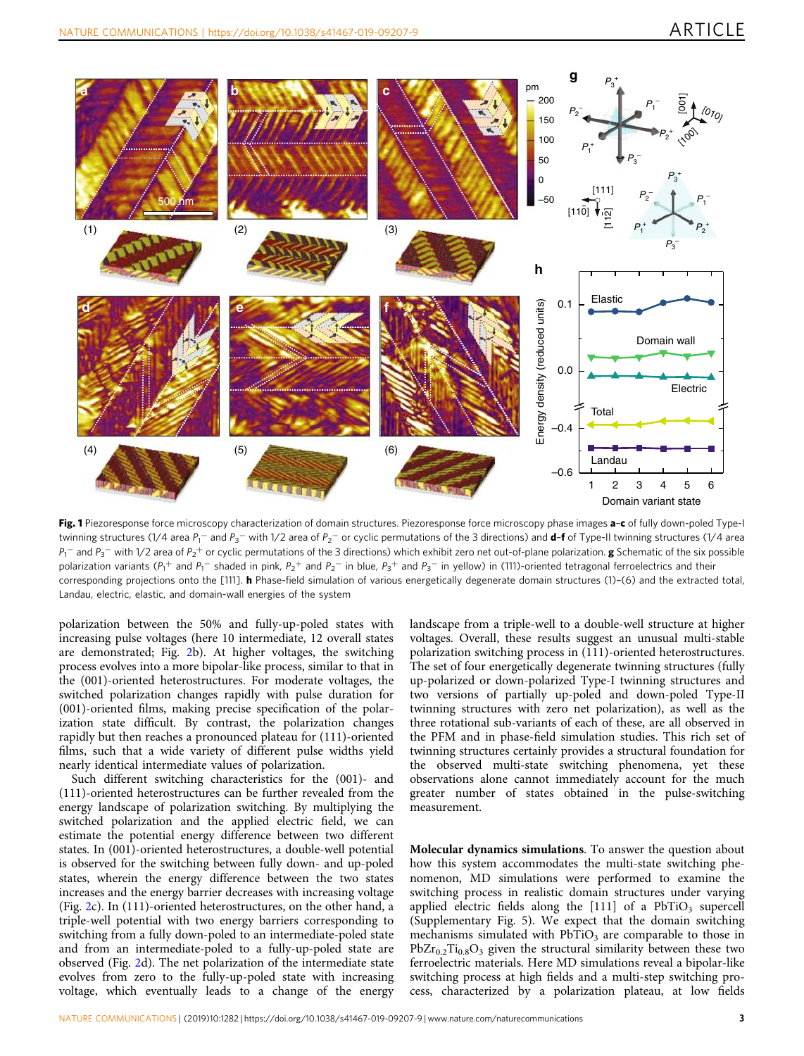**Fig. 1** Piezoresponse force microscopy characterization of domain structures. Piezoresponse force microscopy phase images **a**–**c** of fully down-poled Type-I twinning structures (1/4 area $P_1^-$ and $P_3^-$ with 1/2 area of $P_2^-$ or cyclic permutations of the 3 directions) and **d**–**f** of Type-II twinning structures (1/4 area $P_1^-$ and $P_3^-$ with 1/2 area of $P_2^+$ or cyclic permutations of the 3 directions) which exhibit zero net out-of-plane polarization. **g** Schematic of the six possible polarization variants ($P_1^+$ and $P_1^-$ shaded in pink, $P_2^+$ and $P_2^-$ in blue, $P_3^+$ and $P_3^-$ in yellow) in (111)-oriented tetragonal ferroelectrics and their corresponding projections onto the [111]. **h** Phase-field simulation of various energetically degenerate domain structures (1)–(6) and the extracted total, Landau, electric, elastic, and domain-wall energies of the system

polarization between the 50% and fully-up-poled states with increasing pulse voltages (here 10 intermediate, 12 overall states are demonstrated; Fig. 2b). At higher voltages, the switching process evolves into a more bipolar-like process, similar to that in the (001)-oriented heterostructures. For moderate voltages, the switched polarization changes rapidly with pulse duration for (001)-oriented films, making precise specification of the polarization state difficult. By contrast, the polarization changes rapidly but then reaches a pronounced plateau for (111)-oriented films, such that a wide variety of different pulse widths yield nearly identical intermediate values of polarization.

Such different switching characteristics for the (001)- and (111)-oriented heterostructures can be further revealed from the energy landscape of polarization switching. By multiplying the switched polarization and the applied electric field, we can estimate the potential energy difference between two different states. In (001)-oriented heterostructures, a double-well potential is observed for the switching between fully down- and up-poled states, wherein the energy difference between the two states increases and the energy barrier decreases with increasing voltage (Fig. 2c). In (111)-oriented heterostructures, on the other hand, a triple-well potential with two energy barriers corresponding to switching from a fully down-poled to an intermediate-poled state and from an intermediate-poled to a fully-up-poled state are observed (Fig. 2d). The net polarization of the intermediate state evolves from zero to the fully-up-poled state with increasing voltage, which eventually leads to a change of the energy landscape from a triple-well to a double-well structure at higher voltages. Overall, these results suggest an unusual multi-stable polarization switching process in (111)-oriented heterostructures. The set of four energetically degenerate twinning structures (fully up-polarized or down-polarized Type-I twinning structures and two versions of partially up-poled and down-poled Type-II twinning structures with zero net polarization), as well as the three rotational sub-variants of each of these, are all observed in the PFM and in phase-field simulation studies. This rich set of twinning structures certainly provides a structural foundation for the observed multi-state switching phenomena, yet these observations alone cannot immediately account for the much greater number of states obtained in the pulse-switching measurement.

**Molecular dynamics simulations**. To answer the question about how this system accommodates the multi-state switching phenomenon, MD simulations were performed to examine the switching process in realistic domain structures under varying applied electric fields along the [111] of a $PbTiO_3$ supercell (Supplementary Fig. 5). We expect that the domain switching mechanisms simulated with $PbTiO_3$ are comparable to those in $PbZr_{0.2}Ti_{0.8}O_3$ given the structural similarity between these two ferroelectric materials. Here MD simulations reveal a bipolar-like switching process at high fields and a multi-step switching process, characterized by a polarization plateau, at low fields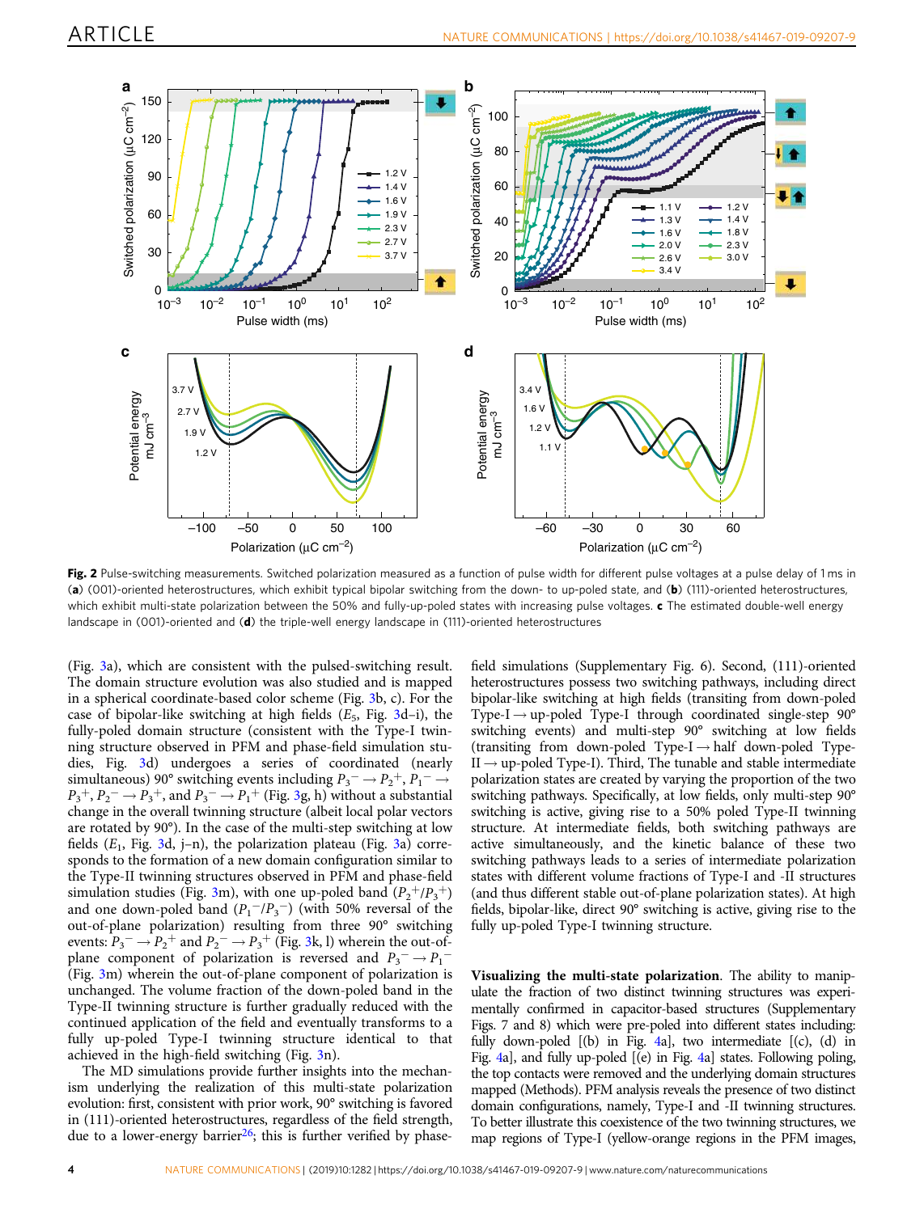**Fig. 2** Pulse-switching measurements. Switched polarization measured as a function of pulse width for different pulse voltages at a pulse delay of 1 ms in (**a**) (001)-oriented heterostructures, which exhibit typical bipolar switching from the down- to up-poled state, and (**b**) (111)-oriented heterostructures, which exhibit multi-state polarization between the 50% and fully-up-poled states with increasing pulse voltages. **c** The estimated double-well energy landscape in (001)-oriented and (**d**) the triple-well energy landscape in (111)-oriented heterostructures

(Fig. 3a), which are consistent with the pulsed-switching result. The domain structure evolution was also studied and is mapped in a spherical coordinate-based color scheme (Fig. 3b, c). For the case of bipolar-like switching at high fields ($E_5$, Fig. 3d–i), the fully-poled domain structure (consistent with the Type-I twinning structure observed in PFM and phase-field simulation studies, Fig. 3d) undergoes a series of coordinated (nearly simultaneous) 90° switching events including $P_3^- \rightarrow P_2^+$, $P_1^- \rightarrow P_3^+$, $P_2^- \rightarrow P_3^+$, and $P_3^- \rightarrow P_1^+$ (Fig. 3g, h) without a substantial change in the overall twinning structure (albeit local polar vectors are rotated by 90°). In the case of the multi-step switching at low fields ($E_1$, Fig. 3d, j–n), the polarization plateau (Fig. 3a) corresponds to the formation of a new domain configuration similar to the Type-II twinning structures observed in PFM and phase-field simulation studies (Fig. 3m), with one up-poled band ($P_2^+/P_3^+$) and one down-poled band ($P_1^-/P_3^-$) (with 50% reversal of the out-of-plane polarization) resulting from three 90° switching events: $P_3^- \rightarrow P_2^+$ and $P_2^- \rightarrow P_3^+$ (Fig. 3k, l) wherein the out-of-plane component of polarization is reversed and $P_3^- \rightarrow P_1^-$ (Fig. 3m) wherein the out-of-plane component of polarization is unchanged. The volume fraction of the down-poled band in the Type-II twinning structure is further gradually reduced with the continued application of the field and eventually transforms to a fully up-poled Type-I twinning structure identical to that achieved in the high-field switching (Fig. 3n).

The MD simulations provide further insights into the mechanism underlying the realization of this multi-state polarization evolution: first, consistent with prior work, 90° switching is favored in (111)-oriented heterostructures, regardless of the field strength, due to a lower-energy barrier[26]; this is further verified by phase-field simulations (Supplementary Fig. 6). Second, (111)-oriented heterostructures possess two switching pathways, including direct bipolar-like switching at high fields (transiting from down-poled Type-I → up-poled Type-I through coordinated single-step 90° switching events) and multi-step 90° switching at low fields (transiting from down-poled Type-I → half down-poled Type-II → up-poled Type-I). Third, The tunable and stable intermediate polarization states are created by varying the proportion of the two switching pathways. Specifically, at low fields, only multi-step 90° switching is active, giving rise to a 50% poled Type-II twinning structure. At intermediate fields, both switching pathways are active simultaneously, and the kinetic balance of these two switching pathways leads to a series of intermediate polarization states with different volume fractions of Type-I and -II structures (and thus different stable out-of-plane polarization states). At high fields, bipolar-like, direct 90° switching is active, giving rise to the fully up-poled Type-I twinning structure.

**Visualizing the multi-state polarization**. The ability to manipulate the fraction of two distinct twinning structures was experimentally confirmed in capacitor-based structures (Supplementary Figs. 7 and 8) which were pre-poled into different states including: fully down-poled [(b) in Fig. 4a], two intermediate [(c), (d) in Fig. 4a], and fully up-poled [(e) in Fig. 4a] states. Following poling, the top contacts were removed and the underlying domain structures mapped (Methods). PFM analysis reveals the presence of two distinct domain configurations, namely, Type-I and -II twinning structures. To better illustrate this coexistence of the two twinning structures, we map regions of Type-I (yellow-orange regions in the PFM images,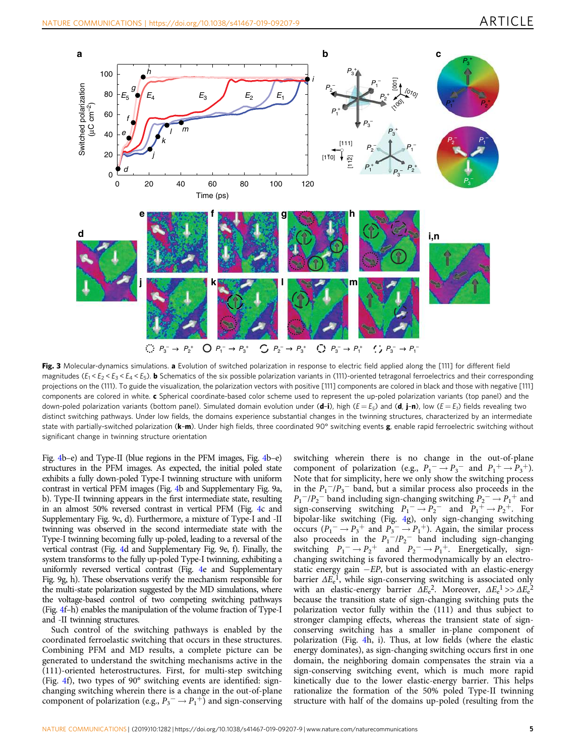**Fig. 3** Molecular-dynamics simulations. **a** Evolution of switched polarization in response to electric field applied along the [111] for different field magnitudes ($E_1 < E_2 < E_3 < E_4 < E_5$). **b** Schematics of the six possible polarization variants in (111)-oriented tetragonal ferroelectrics and their corresponding projections on the (111). To guide the visualization, the polarization vectors with positive [111] components are colored in black and those with negative [111] components are colored in white. **c** Spherical coordinate-based color scheme used to represent the up-poled polarization variants (top panel) and the down-poled polarization variants (bottom panel). Simulated domain evolution under (**d**–**i**), high ($E = E_5$) and (**d**, **j**–**n**), low ($E = E_1$) fields revealing two distinct switching pathways. Under low fields, the domains experience substantial changes in the twinning structures, characterized by an intermediate state with partially-switched polarization (**k**–**m**). Under high fields, three coordinated 90° switching events **g**, enable rapid ferroelectric switching without significant change in twinning structure orientation

Fig. 4b–e) and Type-II (blue regions in the PFM images, Fig. 4b–e) structures in the PFM images. As expected, the initial poled state exhibits a fully down-poled Type-I twinning structure with uniform contrast in vertical PFM images (Fig. 4b and Supplementary Fig. 9a, b). Type-II twinning appears in the first intermediate state, resulting in an almost 50% reversed contrast in vertical PFM (Fig. 4c and Supplementary Fig. 9c, d). Furthermore, a mixture of Type-I and -II twinning was observed in the second intermediate state with the Type-I twinning becoming fully up-poled, leading to a reversal of the vertical contrast (Fig. 4d and Supplementary Fig. 9e, f). Finally, the system transforms to the fully up-poled Type-I twinning, exhibiting a uniformly reversed vertical contrast (Fig. 4e and Supplementary Fig. 9g, h). These observations verify the mechanism responsible for the multi-state polarization suggested by the MD simulations, where the voltage-based control of two competing switching pathways (Fig. 4f–h) enables the manipulation of the volume fraction of Type-I and -II twinning structures.

Such control of the switching pathways is enabled by the coordinated ferroelastic switching that occurs in these structures. Combining PFM and MD results, a complete picture can be generated to understand the switching mechanisms active in the (111)-oriented heterostructures. First, for multi-step switching (Fig. 4f), two types of 90° switching events are identified: sign-changing switching wherein there is a change in the out-of-plane component of polarization (e.g., $P_3^- \rightarrow P_1^+$) and sign-conserving switching wherein there is no change in the out-of-plane component of polarization (e.g., $P_1^- \rightarrow P_3^-$ and $P_1^+ \rightarrow P_3^+$). Note that for simplicity, here we only show the switching process in the $P_1^-/P_3^-$ band, but a similar process also proceeds in the $P_1^-/P_2^-$ band including sign-changing switching $P_2^- \rightarrow P_1^+$ and sign-conserving switching $P_1^- \rightarrow P_2^-$ and $P_1^+ \rightarrow P_2^+$. For bipolar-like switching (Fig. 4g), only sign-changing switching occurs ($P_1^- \rightarrow P_3^+$ and $P_3^- \rightarrow P_1^+$). Again, the similar process also proceeds in the $P_1^-/P_2^-$ band including sign-changing switching $P_1^- \rightarrow P_2^+$ and $P_2^- \rightarrow P_1^+$. Energetically, sign-changing switching is favored thermodynamically by an electrostatic energy gain $-EP$, but is associated with an elastic-energy barrier $\Delta E_e^1$, while sign-conserving switching is associated only with an elastic-energy barrier $\Delta E_e^2$. Moreover, $\Delta E_e^1 >> \Delta E_e^2$ because the transition state of sign-changing switching puts the polarization vector fully within the (111) and thus subject to stronger clamping effects, whereas the transient state of sign-conserving switching has a smaller in-plane component of polarization (Fig. 4h, i). Thus, at low fields (where the elastic energy dominates), as sign-changing switching occurs first in one domain, the neighboring domain compensates the strain via a sign-conserving switching event, which is much more rapid kinetically due to the lower elastic-energy barrier. This helps rationalize the formation of the 50% poled Type-II twinning structure with half of the domains up-poled (resulting from the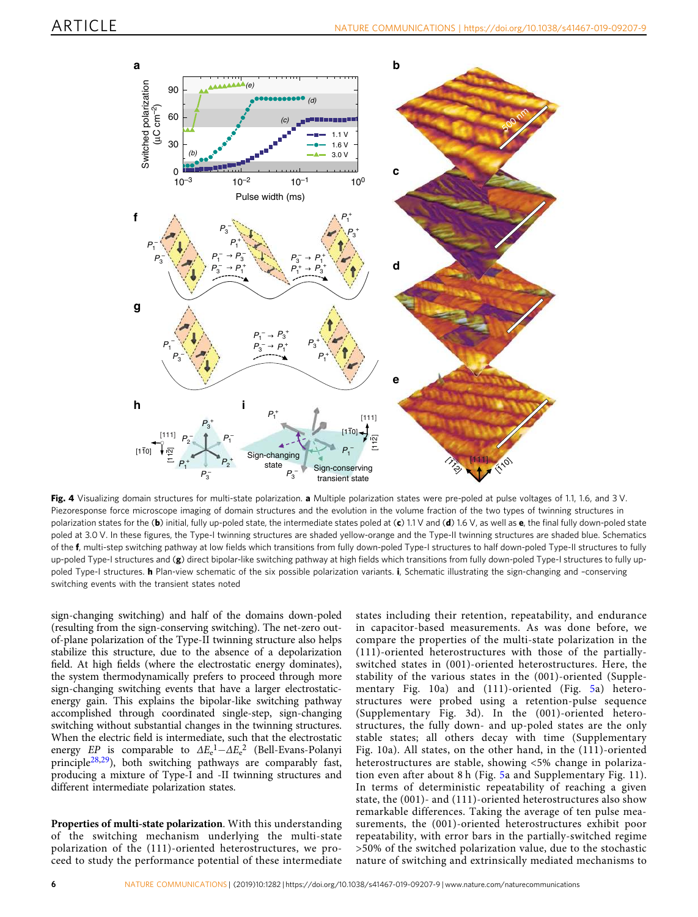**Fig. 4** Visualizing domain structures for multi-state polarization. **a** Multiple polarization states were pre-poled at pulse voltages of 1.1, 1.6, and 3 V. Piezoresponse force microscope imaging of domain structures and the evolution in the volume fraction of the two types of twinning structures in polarization states for the (**b**) initial, fully up-poled state, the intermediate states poled at (**c**) 1.1 V and (**d**) 1.6 V, as well as **e**, the final fully down-poled state poled at 3.0 V. In these figures, the Type-I twinning structures are shaded yellow-orange and the Type-II twinning structures are shaded blue. Schematics of the **f**, multi-step switching pathway at low fields which transitions from fully down-poled Type-I structures to half down-poled Type-II structures to fully up-poled Type-I structures and (**g**) direct bipolar-like switching pathway at high fields which transitions from fully down-poled Type-I structures to fully up-poled Type-I structures. **h** Plan-view schematic of the six possible polarization variants. **i**, Schematic illustrating the sign-changing and –conserving switching events with the transient states noted

sign-changing switching) and half of the domains down-poled (resulting from the sign-conserving switching). The net-zero out-of-plane polarization of the Type-II twinning structure also helps stabilize this structure, due to the absence of a depolarization field. At high fields (where the electrostatic energy dominates), the system thermodynamically prefers to proceed through more sign-changing switching events that have a larger electrostatic-energy gain. This explains the bipolar-like switching pathway accomplished through coordinated single-step, sign-changing switching without substantial changes in the twinning structures. When the electric field is intermediate, such that the electrostatic energy $EP$ is comparable to $\Delta E_e^1 - \Delta E_e^2$ (Bell-Evans-Polanyi principle[28,29]), both switching pathways are comparably fast, producing a mixture of Type-I and -II twinning structures and different intermediate polarization states.

**Properties of multi-state polarization**. With this understanding of the switching mechanism underlying the multi-state polarization of the (111)-oriented heterostructures, we proceed to study the performance potential of these intermediate states including their retention, repeatability, and endurance in capacitor-based measurements. As was done before, we compare the properties of the multi-state polarization in the (111)-oriented heterostructures with those of the partially-switched states in (001)-oriented heterostructures. Here, the stability of the various states in the (001)-oriented (Supplementary Fig. 10a) and (111)-oriented (Fig. 5a) heterostructures were probed using a retention-pulse sequence (Supplementary Fig. 3d). In the (001)-oriented heterostructures, the fully down- and up-poled states are the only stable states; all others decay with time (Supplementary Fig. 10a). All states, on the other hand, in the (111)-oriented heterostructures are stable, showing <5% change in polarization even after about 8 h (Fig. 5a and Supplementary Fig. 11). In terms of deterministic repeatability of reaching a given state, the (001)- and (111)-oriented heterostructures also show remarkable differences. Taking the average of ten pulse measurements, the (001)-oriented heterostructures exhibit poor repeatability, with error bars in the partially-switched regime >50% of the switched polarization value, due to the stochastic nature of switching and extrinsically mediated mechanisms to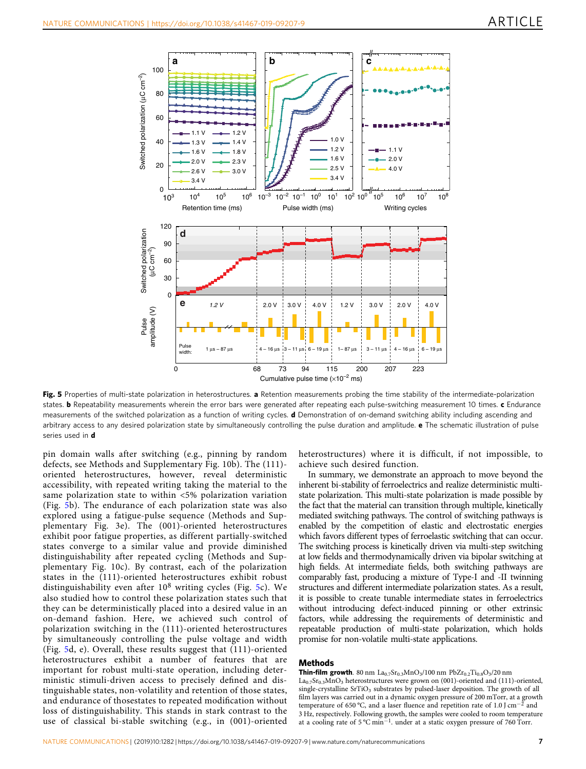**Fig. 5** Properties of multi-state polarization in heterostructures. **a** Retention measurements probing the time stability of the intermediate-polarization states. **b** Repeatability measurements wherein the error bars were generated after repeating each pulse-switching measurement 10 times. **c** Endurance measurements of the switched polarization as a function of writing cycles. **d** Demonstration of on-demand switching ability including ascending and arbitrary access to any desired polarization state by simultaneously controlling the pulse duration and amplitude. **e** The schematic illustration of pulse series used in **d**

pin domain walls after switching (e.g., pinning by random defects, see Methods and Supplementary Fig. 10b). The (111)-oriented heterostructures, however, reveal deterministic accessibility, with repeated writing taking the material to the same polarization state to within <5% polarization variation (Fig. 5b). The endurance of each polarization state was also explored using a fatigue-pulse sequence (Methods and Supplementary Fig. 3e). The (001)-oriented heterostructures exhibit poor fatigue properties, as different partially-switched states converge to a similar value and provide diminished distinguishability after repeated cycling (Methods and Supplementary Fig. 10c). By contrast, each of the polarization states in the (111)-oriented heterostructures exhibit robust distinguishability even after $10^8$ writing cycles (Fig. 5c). We also studied how to control these polarization states such that they can be deterministically placed into a desired value in an on-demand fashion. Here, we achieved such control of polarization switching in the (111)-oriented heterostructures by simultaneously controlling the pulse voltage and width (Fig. 5d, e). Overall, these results suggest that (111)-oriented heterostructures exhibit a number of features that are important for robust multi-state operation, including deterministic stimuli-driven access to precisely defined and distinguishable states, non-volatility and retention of those states, and endurance of thosestates to repeated modification without loss of distinguishability. This stands in stark contrast to the use of classical bi-stable switching (e.g., in (001)-oriented heterostructures) where it is difficult, if not impossible, to achieve such desired function.

In summary, we demonstrate an approach to move beyond the inherent bi-stability of ferroelectrics and realize deterministic multi-state polarization. This multi-state polarization is made possible by the fact that the material can transition through multiple, kinetically mediated switching pathways. The control of switching pathways is enabled by the competition of elastic and electrostatic energies which favors different types of ferroelastic switching that can occur. The switching process is kinetically driven via multi-step switching at low fields and thermodynamically driven via bipolar switching at high fields. At intermediate fields, both switching pathways are comparably fast, producing a mixture of Type-I and -II twinning structures and different intermediate polarization states. As a result, it is possible to create tunable intermediate states in ferroelectrics without introducing defect-induced pinning or other extrinsic factors, while addressing the requirements of deterministic and repeatable production of multi-state polarization, which holds promise for non-volatile multi-state applications.

## Methods

**Thin-film growth**. 80 nm $La_{0.7}Sr_{0.3}MnO_3$/100 nm $PbZr_{0.2}Ti_{0.8}O_3$/20 nm $La_{0.7}Sr_{0.3}MnO_3$ heterostructures were grown on (001)-oriented and (111)-oriented, single-crystalline $SrTiO_3$ substrates by pulsed-laser deposition. The growth of all film layers was carried out in a dynamic oxygen pressure of 200 mTorr, at a growth temperature of 650 °C, and a laser fluence and repetition rate of 1.0 J cm$^{-2}$ and 3 Hz, respectively. Following growth, the samples were cooled to room temperature at a cooling rate of 5 °C min$^{-1}$. under at a static oxygen pressure of 760 Torr.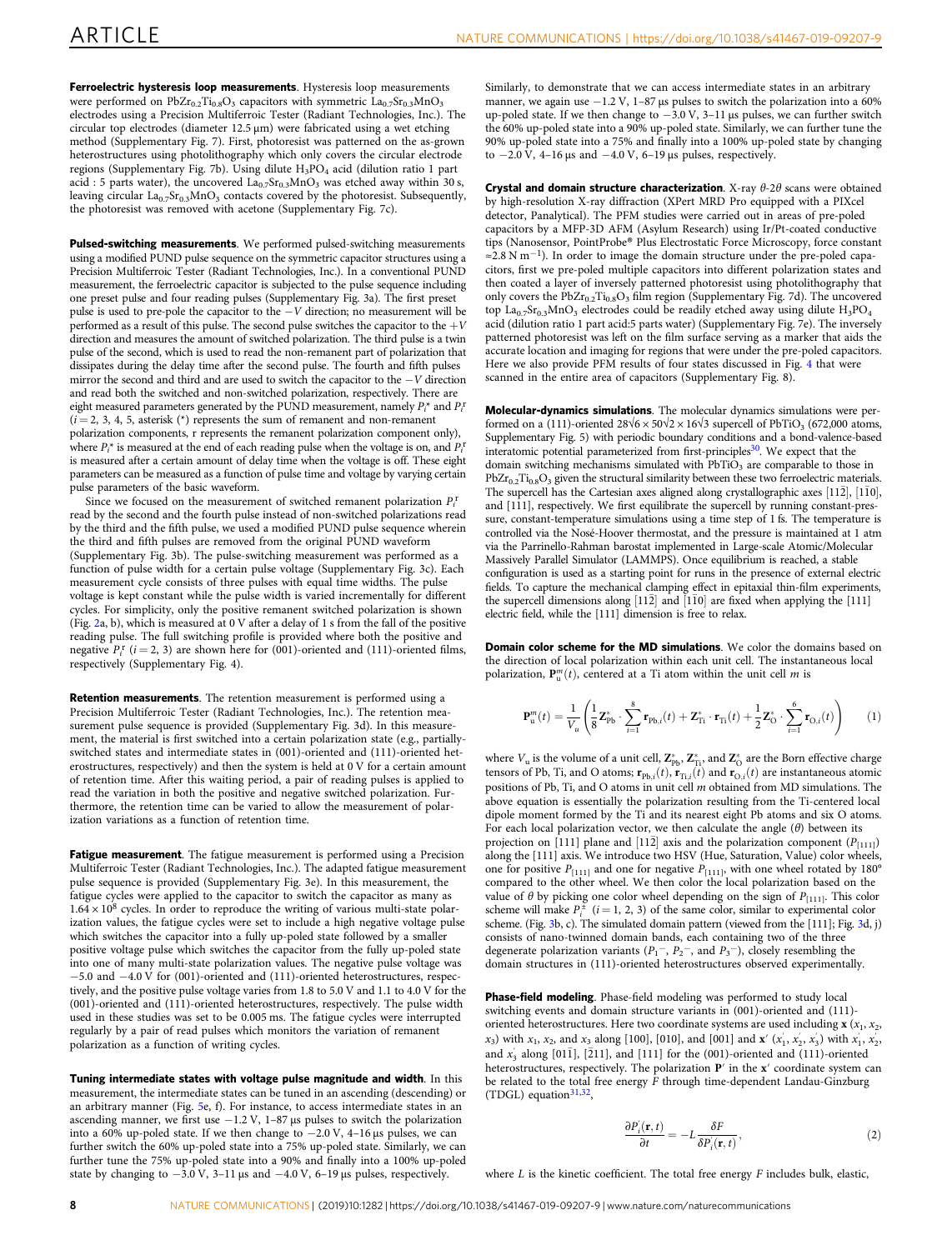**Ferroelectric hysteresis loop measurements**. Hysteresis loop measurements were performed on $PbZr_{0.2}Ti_{0.8}O_3$ capacitors with symmetric $La_{0.7}Sr_{0.3}MnO_3$ electrodes using a Precision Multiferroic Tester (Radiant Technologies, Inc.). The circular top electrodes (diameter 12.5 μm) were fabricated using a wet etching method (Supplementary Fig. 7). First, photoresist was patterned on the as-grown heterostructures using photolithography which only covers the circular electrode regions (Supplementary Fig. 7b). Using dilute $H_3PO_4$ acid (dilution ratio 1 part acid : 5 parts water), the uncovered $La_{0.7}Sr_{0.3}MnO_3$ was etched away within 30 s, leaving circular $La_{0.7}Sr_{0.3}MnO_3$ contacts covered by the photoresist. Subsequently, the photoresist was removed with acetone (Supplementary Fig. 7c).

**Pulsed-switching measurements**. We performed pulsed-switching measurements using a modified PUND pulse sequence on the symmetric capacitor structures using a Precision Multiferroic Tester (Radiant Technologies, Inc.). In a conventional PUND measurement, the ferroelectric capacitor is subjected to the pulse sequence including one preset pulse and four reading pulses (Supplementary Fig. 3a). The first preset pulse is used to pre-pole the capacitor to the $-V$ direction; no measurement will be performed as a result of this pulse. The second pulse switches the capacitor to the $+V$ direction and measures the amount of switched polarization. The third pulse is a twin pulse of the second, which is used to read the non-remanent part of polarization that dissipates during the delay time after the second pulse. The fourth and fifth pulses mirror the second and third and are used to switch the capacitor to the $-V$ direction and read both the switched and non-switched polarization, respectively. There are eight measured parameters generated by the PUND measurement, namely $P_i^*$ and $P_i^r$ ($i = 2, 3, 4, 5$, asterisk (*) represents the sum of remanent and non-remanent polarization components, r represents the remanent polarization component only), where $P_i^*$ is measured at the end of each reading pulse when the voltage is on, and $P_i^r$ is measured after a certain amount of delay time when the voltage is off. These eight parameters can be measured as a function of pulse time and voltage by varying certain pulse parameters of the basic waveform.

Since we focused on the measurement of switched remanent polarization $P_i^r$ read by the second and the fourth pulse instead of non-switched polarizations read by the third and the fifth pulse, we used a modified PUND pulse sequence wherein the third and fifth pulses are removed from the original PUND waveform (Supplementary Fig. 3b). The pulse-switching measurement was performed as a function of pulse width for a certain pulse voltage (Supplementary Fig. 3c). Each measurement cycle consists of three pulses with equal time widths. The pulse voltage is kept constant while the pulse width is varied incrementally for different cycles. For simplicity, only the positive remanent switched polarization is shown (Fig. 2a, b), which is measured at 0 V after a delay of 1 s from the fall of the positive reading pulse. The full switching profile is provided where both the positive and negative $P_i^r$ ($i = 2, 3$) are shown here for (001)-oriented and (111)-oriented films, respectively (Supplementary Fig. 4).

**Retention measurements**. The retention measurement is performed using a Precision Multiferroic Tester (Radiant Technologies, Inc.). The retention measurement pulse sequence is provided (Supplementary Fig. 3d). In this measurement, the material is first switched into a certain polarization state (e.g., partially-switched states and intermediate states in (001)-oriented and (111)-oriented heterostructures, respectively) and then the system is held at 0 V for a certain amount of retention time. After this waiting period, a pair of reading pulses is applied to read the variation in both the positive and negative switched polarization. Furthermore, the retention time can be varied to allow the measurement of polarization variations as a function of retention time.

**Fatigue measurement**. The fatigue measurement is performed using a Precision Multiferroic Tester (Radiant Technologies, Inc.). The adapted fatigue measurement pulse sequence is provided (Supplementary Fig. 3e). In this measurement, the fatigue cycles were applied to the capacitor to switch the capacitor as many as $1.64 \times 10^8$ cycles. In order to reproduce the writing of various multi-state polarization values, the fatigue cycles were set to include a high negative voltage pulse which switches the capacitor into a fully up-poled state followed by a smaller positive voltage pulse which switches the capacitor from the fully up-poled state into one of many multi-state polarization values. The negative pulse voltage was −5.0 and −4.0 V for (001)-oriented and (111)-oriented heterostructures, respectively, and the positive pulse voltage varies from 1.8 to 5.0 V and 1.1 to 4.0 V for the (001)-oriented and (111)-oriented heterostructures, respectively. The pulse width used in these studies was set to be 0.005 ms. The fatigue cycles were interrupted regularly by a pair of read pulses which monitors the variation of remanent polarization as a function of writing cycles.

**Tuning intermediate states with voltage pulse magnitude and width**. In this measurement, the intermediate states can be tuned in an ascending (descending) or an arbitrary manner (Fig. 5e, f). For instance, to access intermediate states in an ascending manner, we first use −1.2 V, 1–87 μs pulses to switch the polarization into a 60% up-poled state. If we then change to −2.0 V, 4–16 μs pulses, we can further switch the 60% up-poled state into a 75% up-poled state. Similarly, we can further tune the 75% up-poled state into a 90% and finally into a 100% up-poled state by changing to −3.0 V, 3–11 μs and −4.0 V, 6–19 μs pulses, respectively. Similarly, to demonstrate that we can access intermediate states in an arbitrary manner, we again use −1.2 V, 1–87 μs pulses to switch the polarization into a 60% up-poled state. If we then change to −3.0 V, 3–11 μs pulses, we can further switch the 60% up-poled state into a 90% up-poled state. Similarly, we can further tune the 90% up-poled state into a 75% and finally into a 100% up-poled state by changing to −2.0 V, 4–16 μs and −4.0 V, 6–19 μs pulses, respectively.

**Crystal and domain structure characterization**. X-ray $\theta$-$2\theta$ scans were obtained by high-resolution X-ray diffraction (XPert MRD Pro equipped with a PIXcel detector, Panalytical). The PFM studies were carried out in areas of pre-poled capacitors by a MFP-3D AFM (Asylum Research) using Ir/Pt-coated conductive tips (Nanosensor, PointProbe® Plus Electrostatic Force Microscopy, force constant ≈2.8 N m$^{-1}$). In order to image the domain structure under the pre-poled capacitors, first we pre-poled multiple capacitors into different polarization states and then coated a layer of inversely patterned photoresist using photolithography that only covers the $PbZr_{0.2}Ti_{0.8}O_3$ film region (Supplementary Fig. 7d). The uncovered top $La_{0.7}Sr_{0.3}MnO_3$ electrodes could be readily etched away using dilute $H_3PO_4$ acid (dilution ratio 1 part acid:5 parts water) (Supplementary Fig. 7e). The inversely patterned photoresist was left on the film surface serving as a marker that aids the accurate location and imaging for regions that were under the pre-poled capacitors. Here we also provide PFM results of four states discussed in Fig. 4 that were scanned in the entire area of capacitors (Supplementary Fig. 8).

**Molecular-dynamics simulations**. The molecular dynamics simulations were performed on a (111)-oriented $28\sqrt{6} \times 50\sqrt{2} \times 16\sqrt{3}$ supercell of $PbTiO_3$ (672,000 atoms, Supplementary Fig. 5) with periodic boundary conditions and a bond-valence-based interatomic potential parameterized from first-principles[30]. We expect that the domain switching mechanisms simulated with $PbTiO_3$ are comparable to those in $PbZr_{0.2}Ti_{0.8}O_3$ given the structural similarity between these two ferroelectric materials. The supercell has the Cartesian axes aligned along crystallographic axes $[11\bar{2}]$, $[1\bar{1}0]$, and [111], respectively. We first equilibrate the supercell by running constant-pressure, constant-temperature simulations using a time step of 1 fs. The temperature is controlled via the Nosé-Hoover thermostat, and the pressure is maintained at 1 atm via the Parrinello-Rahman barostat implemented in Large-scale Atomic/Molecular Massively Parallel Simulator (LAMMPS). Once equilibrium is reached, a stable configuration is used as a starting point for runs in the presence of external electric fields. To capture the mechanical clamping effect in epitaxial thin-film experiments, the supercell dimensions along $[11\bar{2}]$ and $[\bar{1}10]$ are fixed when applying the [111] electric field, while the [111] dimension is free to relax.

**Domain color scheme for the MD simulations**. We color the domains based on the direction of local polarization within each unit cell. The instantaneous local polarization, $\mathbf{P}_u^m(t)$, centered at a Ti atom within the unit cell $m$ is

$$\mathbf{P}_u^m(t) = \frac{1}{V_u}\left(\frac{1}{8}\mathbf{Z}_{Pb}^* \cdot \sum_{i=1}^{8}\mathbf{r}_{Pb,i}(t) + \mathbf{Z}_{Ti}^* \cdot \mathbf{r}_{Ti}(t) + \frac{1}{2}\mathbf{Z}_{O}^* \cdot \sum_{i=1}^{6}\mathbf{r}_{O,i}(t)\right) \quad (1)$$

where $V_u$ is the volume of a unit cell, $\mathbf{Z}_{Pb}^*$, $\mathbf{Z}_{Ti}^*$, and $\mathbf{Z}_{O}^*$ are the Born effective charge tensors of Pb, Ti, and O atoms; $\mathbf{r}_{Pb,i}(t)$, $\mathbf{r}_{Ti,i}(t)$ and $\mathbf{r}_{O,i}(t)$ are instantaneous atomic positions of Pb, Ti, and O atoms in unit cell $m$ obtained from MD simulations. The above equation is essentially the polarization resulting from the Ti-centered local dipole moment formed by the Ti and its nearest eight Pb atoms and six O atoms. For each local polarization vector, we then calculate the angle ($\theta$) between its projection on [111] plane and $[11\bar{2}]$ axis and the polarization component ($P_{[111]}$) along the [111] axis. We introduce two HSV (Hue, Saturation, Value) color wheels, one for positive $P_{[111]}$ and one for negative $P_{[111]}$, with one wheel rotated by 180° compared to the other wheel. We then color the local polarization based on the value of $\theta$ by picking one color wheel depending on the sign of $P_{[111]}$. This color scheme will make $P_i^{\pm}$ ($i = 1, 2, 3$) of the same color, similar to experimental color scheme. (Fig. 3b, c). The simulated domain pattern (viewed from the [111]; Fig. 3d, j) consists of nano-twinned domain bands, each containing two of the three degenerate polarization variants ($P_1^-$, $P_2^-$, and $P_3^-$), closely resembling the domain structures in (111)-oriented heterostructures observed experimentally.

**Phase-field modeling**. Phase-field modeling was performed to study local switching events and domain structure variants in (001)-oriented and (111)-oriented heterostructures. Here two coordinate systems are used including $\mathbf{x}$ ($x_1$, $x_2$, $x_3$) with $x_1$, $x_2$, and $x_3$ along [100], [010], and [001] and $\mathbf{x}'$ ($x_1'$, $x_2'$, $x_3'$) with $x_1'$, $x_2'$, and $x_3'$ along $[01\bar{1}]$, $[\bar{2}11]$, and [111] for the (001)-oriented and (111)-oriented heterostructures, respectively. The polarization $\mathbf{P}'$ in the $\mathbf{x}'$ coordinate system can be related to the total free energy $F$ through time-dependent Landau-Ginzburg (TDGL) equation[31,32],

$$\frac{\partial P_i'(\mathbf{r}, t)}{\partial t} = -L\frac{\delta F}{\delta P_i'(\mathbf{r}, t)}, \quad (2)$$

where $L$ is the kinetic coefficient. The total free energy $F$ includes bulk, elastic,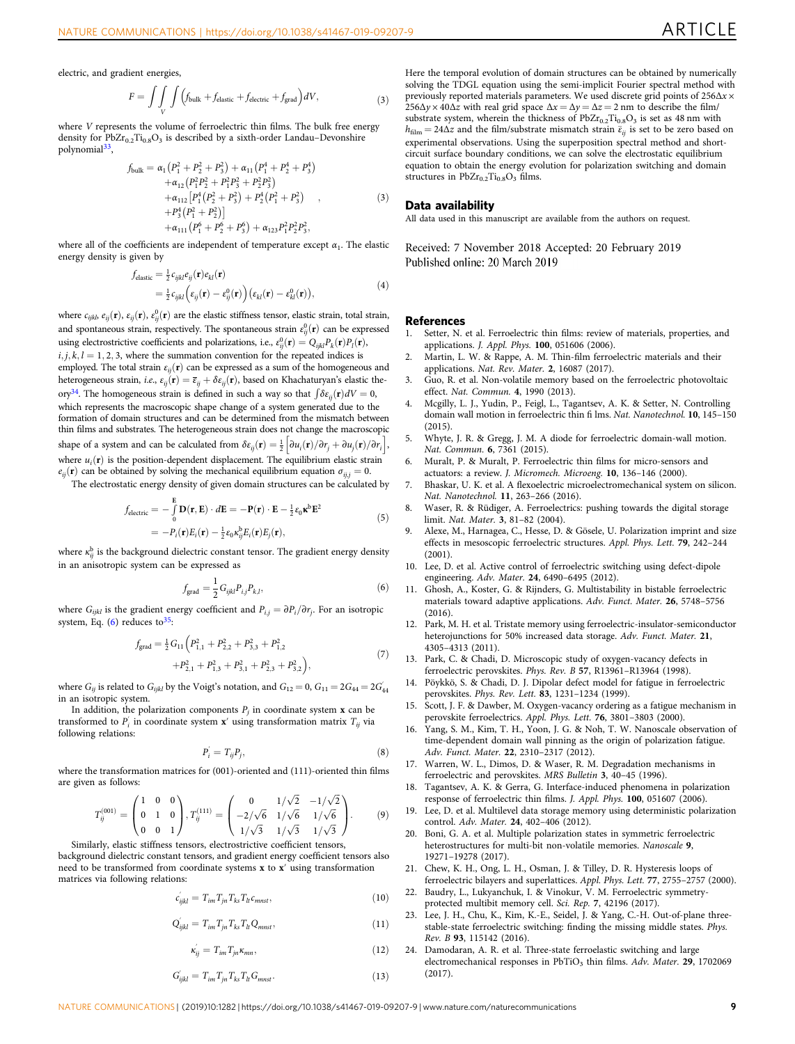electric, and gradient energies,

$$F = \iiint_V \left( f_{\text{bulk}} + f_{\text{elastic}} + f_{\text{electric}} + f_{\text{grad}} \right) dV, \tag{3}$$

where $V$ represents the volume of ferroelectric thin films. The bulk free energy density for $PbZr_{0.2}Ti_{0.8}O_3$ is described by a sixth-order Landau–Devonshire polynomial[33],

$$\begin{aligned} f_{\text{bulk}} = &\alpha_1 \left(P_1^2 + P_2^2 + P_3^2\right) + \alpha_{11}\left(P_1^4 + P_2^4 + P_3^4\right) \\ &+ \alpha_{12}\left(P_1^2 P_2^2 + P_1^2 P_3^2 + P_2^2 P_3^2\right) \\ &+ \alpha_{112}\left[P_1^4\left(P_2^2 + P_3^2\right) + P_2^4\left(P_1^2 + P_3^2\right)\right. \\ &\left.+ P_3^4\left(P_1^2 + P_2^2\right)\right] \\ &+ \alpha_{111}\left(P_1^6 + P_2^6 + P_3^6\right) + \alpha_{123} P_1^2 P_2^2 P_3^2, \end{aligned} \tag{3}$$

where all of the coefficients are independent of temperature except $\alpha_1$. The elastic energy density is given by

$$\begin{aligned} f_{\text{elastic}} &= \tfrac{1}{2} c_{ijkl} e_{ij}(\mathbf{r}) e_{kl}(\mathbf{r}) \\ &= \tfrac{1}{2} c_{ijkl}\left(\varepsilon_{ij}(\mathbf{r}) - \varepsilon_{ij}^0(\mathbf{r})\right)\left(\varepsilon_{kl}(\mathbf{r}) - \varepsilon_{kl}^0(\mathbf{r})\right), \end{aligned} \tag{4}$$

where $c_{ijkl}$, $e_{ij}(\mathbf{r})$, $\varepsilon_{ij}(\mathbf{r})$, $\varepsilon_{ij}^0(\mathbf{r})$ are the elastic stiffness tensor, elastic strain, total strain, and spontaneous strain, respectively. The spontaneous strain $\varepsilon_{ij}^0(\mathbf{r})$ can be expressed using electrostrictive coefficients and polarizations, i.e., $\varepsilon_{ij}^0(\mathbf{r}) = Q_{ijkl} P_k(\mathbf{r}) P_l(\mathbf{r})$, $i, j, k, l = 1, 2, 3$, where the summation convention for the repeated indices is employed. The total strain $\varepsilon_{ij}(\mathbf{r})$ can be expressed as a sum of the homogeneous and heterogeneous strain, *i.e.*, $\varepsilon_{ij}(\mathbf{r}) = \bar{\varepsilon}_{ij} + \delta\varepsilon_{ij}(\mathbf{r})$, based on Khachaturyan's elastic theory[34]. The homogeneous strain is defined in such a way so that $\int \delta\varepsilon_{ij}(\mathbf{r}) dV = 0$, which represents the macroscopic shape change of a system generated due to the formation of domain structures and can be determined from the mismatch between thin films and substrates. The heterogeneous strain does not change the macroscopic shape of a system and can be calculated from $\delta\varepsilon_{ij}(\mathbf{r}) = \frac{1}{2}\left[\partial u_i(\mathbf{r})/\partial r_j + \partial u_j(\mathbf{r})/\partial r_i\right]$, where $u_i(\mathbf{r})$ is the position-dependent displacement. The equilibrium elastic strain $e_{ij}(\mathbf{r})$ can be obtained by solving the mechanical equilibrium equation $\sigma_{ij,j} = 0$.

The electrostatic energy density of given domain structures can be calculated by

$$\begin{aligned} f_{\text{electric}} &= -\int_0^{\mathbf{E}} \mathbf{D}(\mathbf{r}, \mathbf{E}) \cdot d\mathbf{E} = -\mathbf{P}(\mathbf{r}) \cdot \mathbf{E} - \tfrac{1}{2}\varepsilon_0 \boldsymbol{\kappa}^{\text{b}} \mathbf{E}^2 \\ &= -P_i(\mathbf{r}) E_i(\mathbf{r}) - \tfrac{1}{2}\varepsilon_0 \kappa_{ij}^{\text{b}} E_i(\mathbf{r}) E_j(\mathbf{r}), \end{aligned} \tag{5}$$

where $\kappa_{ij}^{\text{b}}$ is the background dielectric constant tensor. The gradient energy density in an anisotropic system can be expressed as

$$f_{\text{grad}} = \frac{1}{2} G_{ijkl} P_{i,j} P_{k,l}, \tag{6}$$

where $G_{ijkl}$ is the gradient energy coefficient and $P_{i,j} = \partial P_i / \partial r_j$. For an isotropic system, Eq. (6) reduces to[35]:

$$\begin{aligned} f_{\text{grad}} = \tfrac{1}{2} G_{11}\Big( &P_{1,1}^2 + P_{2,2}^2 + P_{3,3}^2 + P_{1,2}^2 \\ &+ P_{2,1}^2 + P_{1,3}^2 + P_{3,1}^2 + P_{2,3}^2 + P_{3,2}^2 \Big), \end{aligned} \tag{7}$$

where $G_{ij}$ is related to $G_{ijkl}$ by the Voigt's notation, and $G_{12} = 0$, $G_{11} = 2G_{44} = 2G'_{44}$ in an isotropic system.

In addition, the polarization components $P_j$ in coordinate system $\mathbf{x}$ can be transformed to $P'_i$ in coordinate system $\mathbf{x}'$ using transformation matrix $T_{ij}$ via following relations:

$$P'_i = T_{ij} P_j, \tag{8}$$

where the transformation matrices for (001)-oriented and (111)-oriented thin films are given as follows:

$$T_{ij}^{(001)} = \begin{pmatrix} 1 & 0 & 0 \\ 0 & 1 & 0 \\ 0 & 0 & 1 \end{pmatrix}, \quad T_{ij}^{(111)} = \begin{pmatrix} 0 & 1/\sqrt{2} & -1/\sqrt{2} \\ -2/\sqrt{6} & 1/\sqrt{6} & 1/\sqrt{6} \\ 1/\sqrt{3} & 1/\sqrt{3} & 1/\sqrt{3} \end{pmatrix}. \tag{9}$$

Similarly, elastic stiffness tensors, electrostrictive coefficient tensors, background dielectric constant tensors, and gradient energy coefficient tensors also need to be transformed from coordinate systems $\mathbf{x}$ to $\mathbf{x}'$ using transformation matrices via following relations:

$$c'_{ijkl} = T_{im} T_{jn} T_{ks} T_{lt} c_{mnst}, \tag{10}$$

$$Q'_{ijkl} = T_{im} T_{jn} T_{ks} T_{lt} Q_{mnst}, \tag{11}$$

$$\kappa'_{ij} = T_{im} T_{jn} \kappa_{mn}, \tag{12}$$

$$G'_{ijkl} = T_{im} T_{jn} T_{ks} T_{lt} G_{mnst}. \tag{13}$$

Here the temporal evolution of domain structures can be obtained by numerically solving the TDGL equation using the semi-implicit Fourier spectral method with previously reported materials parameters. We used discrete grid points of $256\Delta x \times 256\Delta y \times 40\Delta z$ with real grid space $\Delta x = \Delta y = \Delta z = 2$ nm to describe the film/substrate system, wherein the thickness of $PbZr_{0.2}Ti_{0.8}O_3$ is set as 48 nm with $h_{\text{film}} = 24\Delta z$ and the film/substrate mismatch strain $\bar{\varepsilon}_{ij}$ is set to be zero based on experimental observations. Using the superposition spectral method and short-circuit surface boundary conditions, we can solve the electrostatic equilibrium equation to obtain the energy evolution for polarization switching and domain structures in $PbZr_{0.2}Ti_{0.8}O_3$ films.

## Data availability

All data used in this manuscript are available from the authors on request.

Received: 7 November 2018 Accepted: 20 February 2019
Published online: 20 March 2019

## References

1. Setter, N. et al. Ferroelectric thin films: review of materials, properties, and applications. *J. Appl. Phys.* **100**, 051606 (2006).
2. Martin, L. W. & Rappe, A. M. Thin-film ferroelectric materials and their applications. *Nat. Rev. Mater.* **2**, 16087 (2017).
3. Guo, R. et al. Non-volatile memory based on the ferroelectric photovoltaic effect. *Nat. Commun.* **4**, 1990 (2013).
4. Mcgilly, L. J., Yudin, P., Feigl, L., Tagantsev, A. K. & Setter, N. Controlling domain wall motion in ferroelectric thin fi lms. *Nat. Nanotechnol.* **10**, 145–150 (2015).
5. Whyte, J. R. & Gregg, J. M. A diode for ferroelectric domain-wall motion. *Nat. Commun.* **6**, 7361 (2015).
6. Muralt, P. & Muralt, P. Ferroelectric thin films for micro-sensors and actuators: a review. *J. Micromech. Microeng.* **10**, 136–146 (2000).
7. Bhaskar, U. K. et al. A flexoelectric microelectromechanical system on silicon. *Nat. Nanotechnol.* **11**, 263–266 (2016).
8. Waser, R. & Rüdiger, A. Ferroelectrics: pushing towards the digital storage limit. *Nat. Mater.* **3**, 81–82 (2004).
9. Alexe, M., Harnagea, C., Hesse, D. & Gösele, U. Polarization imprint and size effects in mesoscopic ferroelectric structures. *Appl. Phys. Lett.* **79**, 242–244 (2001).
10. Lee, D. et al. Active control of ferroelectric switching using defect-dipole engineering. *Adv. Mater.* **24**, 6490–6495 (2012).
11. Ghosh, A., Koster, G. & Rijnders, G. Multistability in bistable ferroelectric materials toward adaptive applications. *Adv. Funct. Mater.* **26**, 5748–5756 (2016).
12. Park, M. H. et al. Tristate memory using ferroelectric-insulator-semiconductor heterojunctions for 50% increased data storage. *Adv. Funct. Mater.* **21**, 4305–4313 (2011).
13. Park, C. & Chadi, D. Microscopic study of oxygen-vacancy defects in ferroelectric perovskites. *Phys. Rev. B* **57**, R13961–R13964 (1998).
14. Pöykkö, S. & Chadi, D. J. Dipolar defect model for fatigue in ferroelectric perovskites. *Phys. Rev. Lett.* **83**, 1231–1234 (1999).
15. Scott, J. F. & Dawber, M. Oxygen-vacancy ordering as a fatigue mechanism in perovskite ferroelectrics. *Appl. Phys. Lett.* **76**, 3801–3803 (2000).
16. Yang, S. M., Kim, T. H., Yoon, J. G. & Noh, T. W. Nanoscale observation of time-dependent domain wall pinning as the origin of polarization fatigue. *Adv. Funct. Mater.* **22**, 2310–2317 (2012).
17. Warren, W. L., Dimos, D. & Waser, R. M. Degradation mechanisms in ferroelectric and perovskites. *MRS Bulletin* **3**, 40–45 (1996).
18. Tagantsev, A. K. & Gerra, G. Interface-induced phenomena in polarization response of ferroelectric thin films. *J. Appl. Phys.* **100**, 051607 (2006).
19. Lee, D. et al. Multilevel data storage memory using deterministic polarization control. *Adv. Mater.* **24**, 402–406 (2012).
20. Boni, G. A. et al. Multiple polarization states in symmetric ferroelectric heterostructures for multi-bit non-volatile memories. *Nanoscale* **9**, 19271–19278 (2017).
21. Chew, K. H., Ong, L. H., Osman, J. & Tilley, D. R. Hysteresis loops of ferroelectric bilayers and superlattices. *Appl. Phys. Lett.* **77**, 2755–2757 (2000).
22. Baudry, L., Lukyanchuk, I. & Vinokur, V. M. Ferroelectric symmetry-protected multibit memory cell. *Sci. Rep.* **7**, 42196 (2017).
23. Lee, J. H., Chu, K., Kim, K.-E., Seidel, J. & Yang, C.-H. Out-of-plane three-stable-state ferroelectric switching: finding the missing middle states. *Phys. Rev. B* **93**, 115142 (2016).
24. Damodaran, A. R. et al. Three-state ferroelastic switching and large electromechanical responses in $PbTiO_3$ thin films. *Adv. Mater.* **29**, 1702069 (2017).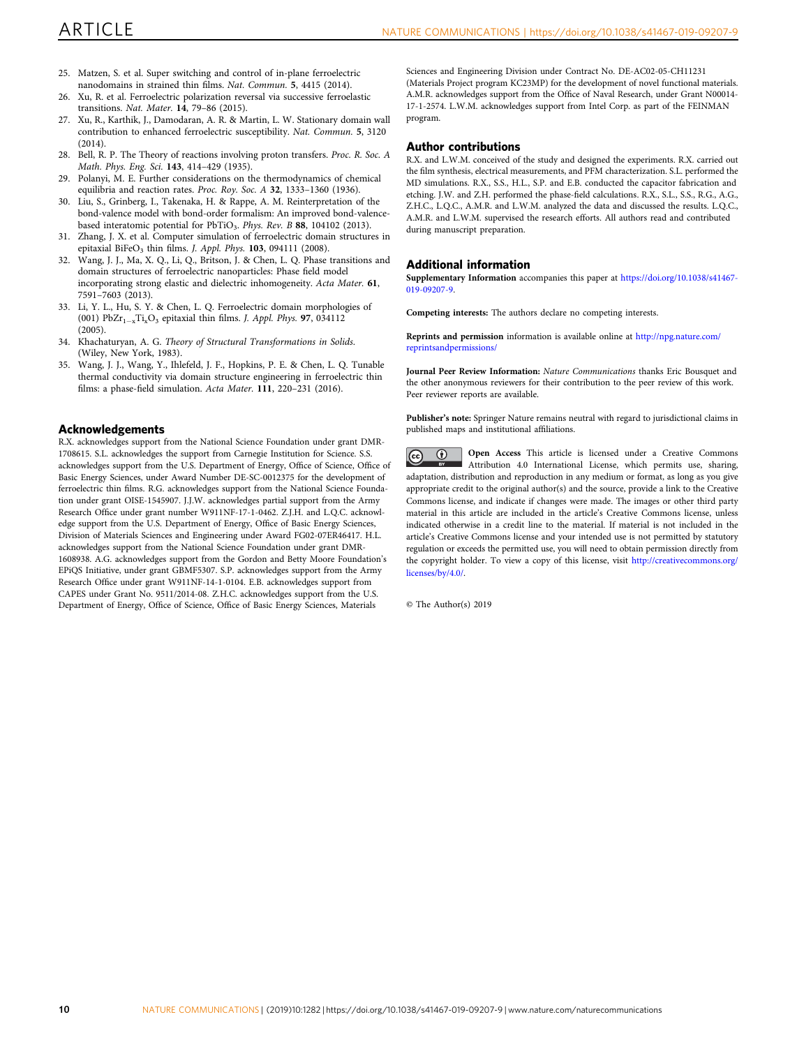25. Matzen, S. et al. Super switching and control of in-plane ferroelectric nanodomains in strained thin films. *Nat. Commun.* **5**, 4415 (2014).
26. Xu, R. et al. Ferroelectric polarization reversal via successive ferroelastic transitions. *Nat. Mater.* **14**, 79–86 (2015).
27. Xu, R., Karthik, J., Damodaran, A. R. & Martin, L. W. Stationary domain wall contribution to enhanced ferroelectric susceptibility. *Nat. Commun.* **5**, 3120 (2014).
28. Bell, R. P. The Theory of reactions involving proton transfers. *Proc. R. Soc. A Math. Phys. Eng. Sci.* **143**, 414–429 (1935).
29. Polanyi, M. E. Further considerations on the thermodynamics of chemical equilibria and reaction rates. *Proc. Roy. Soc. A* **32**, 1333–1360 (1936).
30. Liu, S., Grinberg, I., Takenaka, H. & Rappe, A. M. Reinterpretation of the bond-valence model with bond-order formalism: An improved bond-valence-based interatomic potential for $PbTiO_3$. *Phys. Rev. B* **88**, 104102 (2013).
31. Zhang, J. X. et al. Computer simulation of ferroelectric domain structures in epitaxial $BiFeO_3$ thin films. *J. Appl. Phys.* **103**, 094111 (2008).
32. Wang, J. J., Ma, X. Q., Li, Q., Britson, J. & Chen, L. Q. Phase transitions and domain structures of ferroelectric nanoparticles: Phase field model incorporating strong elastic and dielectric inhomogeneity. *Acta Mater.* **61**, 7591–7603 (2013).
33. Li, Y. L., Hu, S. Y. & Chen, L. Q. Ferroelectric domain morphologies of (001) $PbZr_{1-x}Ti_xO_3$ epitaxial thin films. *J. Appl. Phys.* **97**, 034112 (2005).
34. Khachaturyan, A. G. *Theory of Structural Transformations in Solids.* (Wiley, New York, 1983).
35. Wang, J. J., Wang, Y., Ihlefeld, J. F., Hopkins, P. E. & Chen, L. Q. Tunable thermal conductivity via domain structure engineering in ferroelectric thin films: a phase-field simulation. *Acta Mater.* **111**, 220–231 (2016).

## Acknowledgements

R.X. acknowledges support from the National Science Foundation under grant DMR-1708615. S.L. acknowledges the support from Carnegie Institution for Science. S.S. acknowledges support from the U.S. Department of Energy, Office of Science, Office of Basic Energy Sciences, under Award Number DE-SC-0012375 for the development of ferroelectric thin films. R.G. acknowledges support from the National Science Foundation under grant OISE-1545907. J.J.W. acknowledges partial support from the Army Research Office under grant number W911NF-17-1-0462. Z.J.H. and L.Q.C. acknowledge support from the U.S. Department of Energy, Office of Basic Energy Sciences, Division of Materials Sciences and Engineering under Award FG02-07ER46417. H.L. acknowledges support from the National Science Foundation under grant DMR-1608938. A.G. acknowledges support from the Gordon and Betty Moore Foundation's EPiQS Initiative, under grant GBMF5307. S.P. acknowledges support from the Army Research Office under grant W911NF-14-1-0104. E.B. acknowledges support from CAPES under Grant No. 9511/2014-08. Z.H.C. acknowledges support from the U.S. Department of Energy, Office of Science, Office of Basic Energy Sciences, Materials Sciences and Engineering Division under Contract No. DE-AC02-05-CH11231 (Materials Project program KC23MP) for the development of novel functional materials. A.M.R. acknowledges support from the Office of Naval Research, under Grant N00014-17-1-2574. L.W.M. acknowledges support from Intel Corp. as part of the FEINMAN program.

## Author contributions

R.X. and L.W.M. conceived of the study and designed the experiments. R.X. carried out the film synthesis, electrical measurements, and PFM characterization. S.L. performed the MD simulations. R.X., S.S., H.L., S.P. and E.B. conducted the capacitor fabrication and etching. J.W. and Z.H. performed the phase-field calculations. R.X., S.L., S.S., R.G., A.G., Z.H.C., L.Q.C., A.M.R. and L.W.M. analyzed the data and discussed the results. L.Q.C., A.M.R. and L.W.M. supervised the research efforts. All authors read and contributed during manuscript preparation.

## Additional information

**Supplementary Information** accompanies this paper at https://doi.org/10.1038/s41467-019-09207-9.

**Competing interests:** The authors declare no competing interests.

**Reprints and permission** information is available online at http://npg.nature.com/reprintsandpermissions/

**Journal Peer Review Information:** *Nature Communications* thanks Eric Bousquet and the other anonymous reviewers for their contribution to the peer review of this work. Peer reviewer reports are available.

**Publisher's note:** Springer Nature remains neutral with regard to jurisdictional claims in published maps and institutional affiliations.

**Open Access** This article is licensed under a Creative Commons Attribution 4.0 International License, which permits use, sharing, adaptation, distribution and reproduction in any medium or format, as long as you give appropriate credit to the original author(s) and the source, provide a link to the Creative Commons license, and indicate if changes were made. The images or other third party material in this article are included in the article's Creative Commons license, unless indicated otherwise in a credit line to the material. If material is not included in the article's Creative Commons license and your intended use is not permitted by statutory regulation or exceeds the permitted use, you will need to obtain permission directly from the copyright holder. To view a copy of this license, visit http://creativecommons.org/licenses/by/4.0/.

© The Author(s) 2019